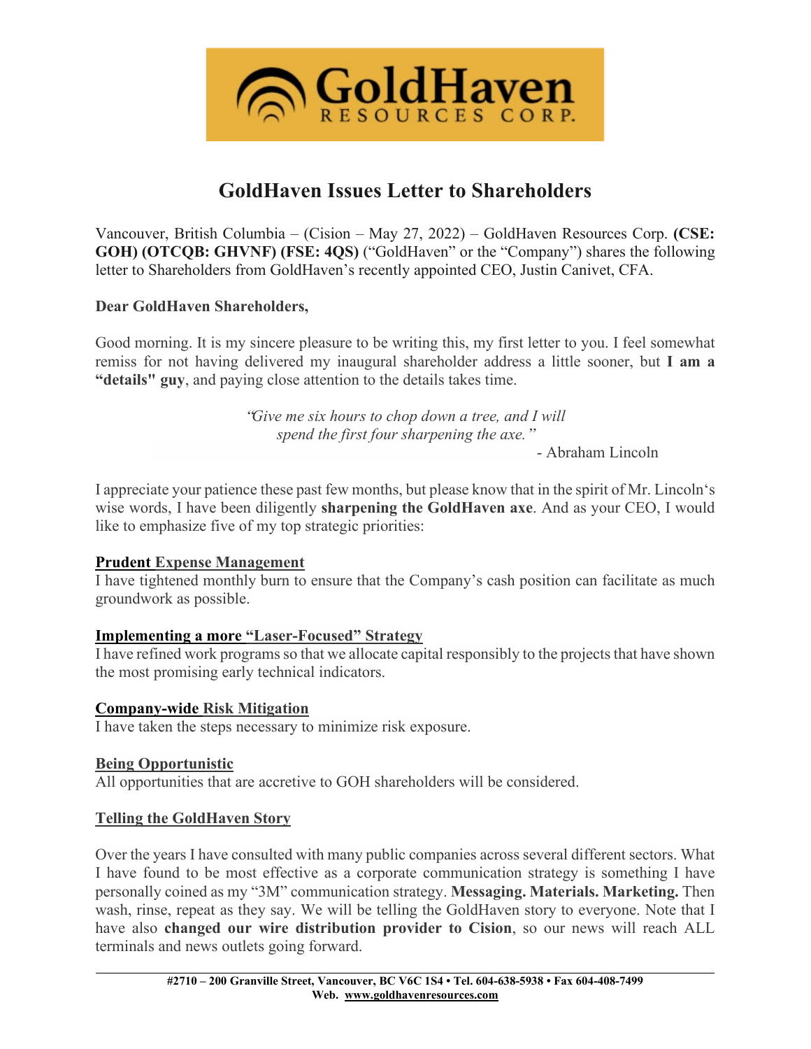# GoldHaven Issues Letter to Shareholders

Vancouver, British Columbia – (Cision – May 27, 2022) – GoldHaven Resources Corp. **(CSE: GOH) (OTCQB: GHVNF) (FSE: 4QS)** ("GoldHaven" or the "Company") shares the following letter to Shareholders from GoldHaven's recently appointed CEO, Justin Canivet, CFA.

**Dear GoldHaven Shareholders,**

Good morning. It is my sincere pleasure to be writing this, my first letter to you. I feel somewhat remiss for not having delivered my inaugural shareholder address a little sooner, but **I am a "details" guy**, and paying close attention to the details takes time.

> *"Give me six hours to chop down a tree, and I will spend the first four sharpening the axe."*
>
> \- Abraham Lincoln

I appreciate your patience these past few months, but please know that in the spirit of Mr. Lincoln's wise words, I have been diligently **sharpening the GoldHaven axe**. And as your CEO, I would like to emphasize five of my top strategic priorities:

**Prudent Expense Management**

I have tightened monthly burn to ensure that the Company's cash position can facilitate as much groundwork as possible.

**Implementing a more "Laser-Focused" Strategy**

I have refined work programs so that we allocate capital responsibly to the projects that have shown the most promising early technical indicators.

**Company-wide Risk Mitigation**

I have taken the steps necessary to minimize risk exposure.

**Being Opportunistic**

All opportunities that are accretive to GOH shareholders will be considered.

**Telling the GoldHaven Story**

Over the years I have consulted with many public companies across several different sectors. What I have found to be most effective as a corporate communication strategy is something I have personally coined as my "3M" communication strategy. **Messaging. Materials. Marketing.** Then wash, rinse, repeat as they say. We will be telling the GoldHaven story to everyone. Note that I have also **changed our wire distribution provider to Cision**, so our news will reach ALL terminals and news outlets going forward.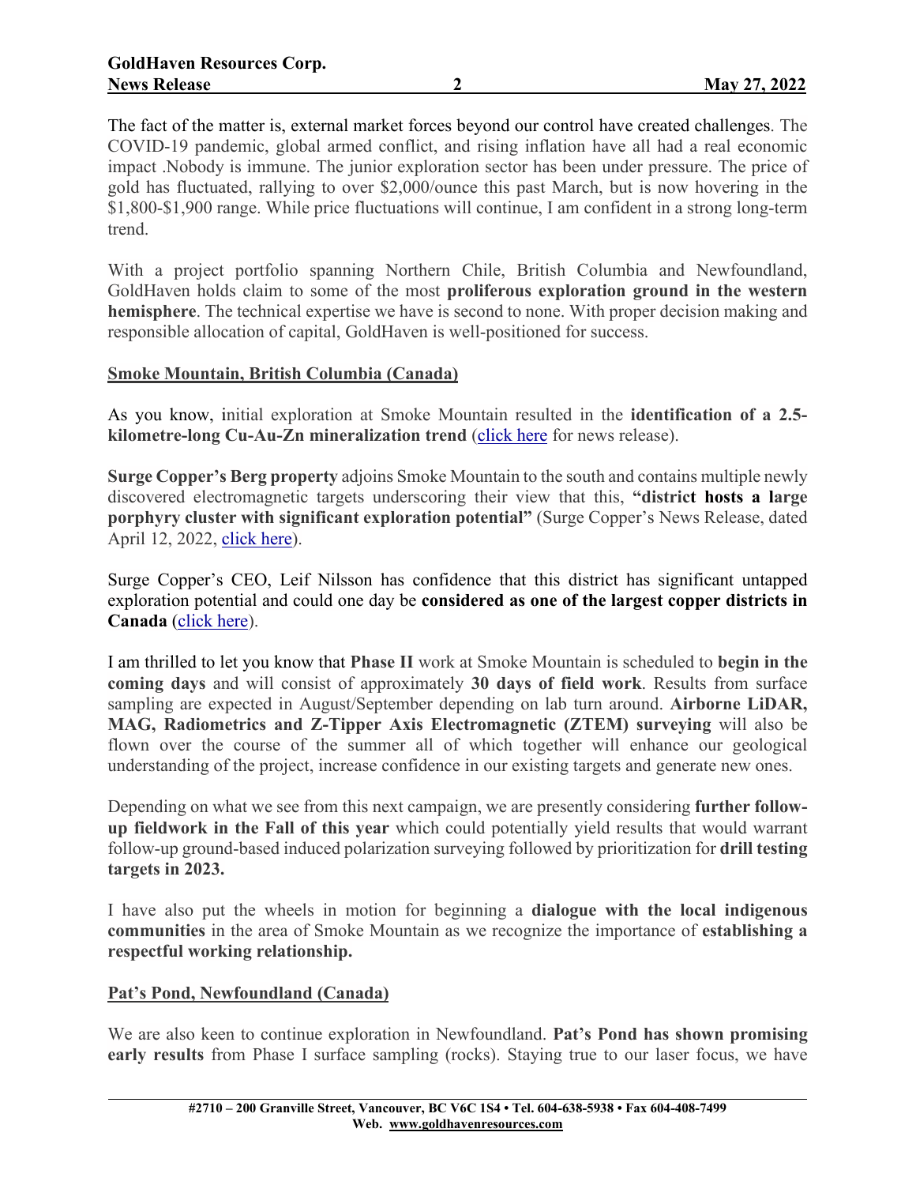The fact of the matter is, external market forces beyond our control have created challenges. The COVID-19 pandemic, global armed conflict, and rising inflation have all had a real economic impact .Nobody is immune. The junior exploration sector has been under pressure. The price of gold has fluctuated, rallying to over $2,000/ounce this past March, but is now hovering in the $1,800-$1,900 range. While price fluctuations will continue, I am confident in a strong long-term trend.

With a project portfolio spanning Northern Chile, British Columbia and Newfoundland, GoldHaven holds claim to some of the most **proliferous exploration ground in the western hemisphere**. The technical expertise we have is second to none. With proper decision making and responsible allocation of capital, GoldHaven is well-positioned for success.

## Smoke Mountain, British Columbia (Canada)

As you know, initial exploration at Smoke Mountain resulted in the **identification of a 2.5-kilometre-long Cu-Au-Zn mineralization trend** (click here for news release).

**Surge Copper's Berg property** adjoins Smoke Mountain to the south and contains multiple newly discovered electromagnetic targets underscoring their view that this, **"district hosts a large porphyry cluster with significant exploration potential"** (Surge Copper's News Release, dated April 12, 2022, click here).

Surge Copper's CEO, Leif Nilsson has confidence that this district has significant untapped exploration potential and could one day be **considered as one of the largest copper districts in Canada** (click here).

I am thrilled to let you know that **Phase II** work at Smoke Mountain is scheduled to **begin in the coming days** and will consist of approximately **30 days of field work**. Results from surface sampling are expected in August/September depending on lab turn around. **Airborne LiDAR, MAG, Radiometrics and Z-Tipper Axis Electromagnetic (ZTEM) surveying** will also be flown over the course of the summer all of which together will enhance our geological understanding of the project, increase confidence in our existing targets and generate new ones.

Depending on what we see from this next campaign, we are presently considering **further follow-up fieldwork in the Fall of this year** which could potentially yield results that would warrant follow-up ground-based induced polarization surveying followed by prioritization for **drill testing targets in 2023.**

I have also put the wheels in motion for beginning a **dialogue with the local indigenous communities** in the area of Smoke Mountain as we recognize the importance of **establishing a respectful working relationship.**

## Pat's Pond, Newfoundland (Canada)

We are also keen to continue exploration in Newfoundland. **Pat's Pond has shown promising early results** from Phase I surface sampling (rocks). Staying true to our laser focus, we have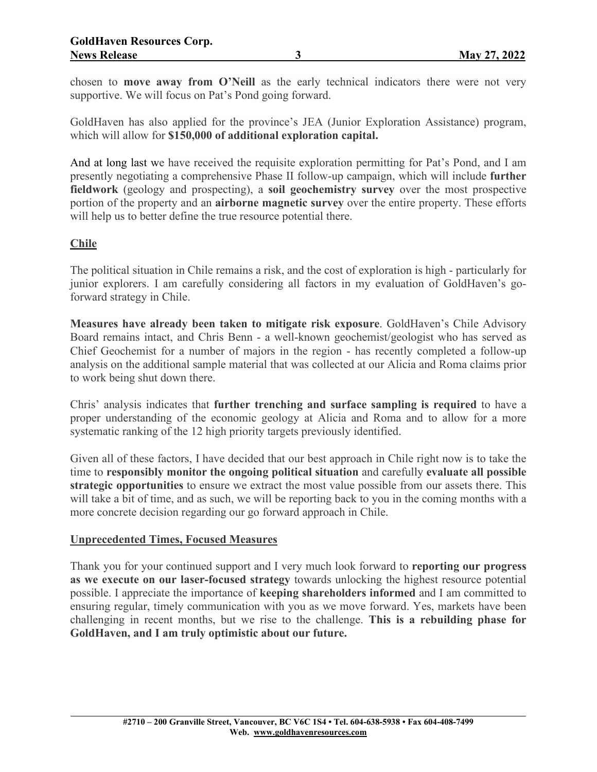chosen to **move away from O'Neill** as the early technical indicators there were not very supportive. We will focus on Pat's Pond going forward.

GoldHaven has also applied for the province's JEA (Junior Exploration Assistance) program, which will allow for **$150,000 of additional exploration capital.**

And at long last we have received the requisite exploration permitting for Pat's Pond, and I am presently negotiating a comprehensive Phase II follow-up campaign, which will include **further fieldwork** (geology and prospecting), a **soil geochemistry survey** over the most prospective portion of the property and an **airborne magnetic survey** over the entire property. These efforts will help us to better define the true resource potential there.

## Chile

The political situation in Chile remains a risk, and the cost of exploration is high - particularly for junior explorers. I am carefully considering all factors in my evaluation of GoldHaven's go-forward strategy in Chile.

**Measures have already been taken to mitigate risk exposure**. GoldHaven's Chile Advisory Board remains intact, and Chris Benn - a well-known geochemist/geologist who has served as Chief Geochemist for a number of majors in the region - has recently completed a follow-up analysis on the additional sample material that was collected at our Alicia and Roma claims prior to work being shut down there.

Chris' analysis indicates that **further trenching and surface sampling is required** to have a proper understanding of the economic geology at Alicia and Roma and to allow for a more systematic ranking of the 12 high priority targets previously identified.

Given all of these factors, I have decided that our best approach in Chile right now is to take the time to **responsibly monitor the ongoing political situation** and carefully **evaluate all possible strategic opportunities** to ensure we extract the most value possible from our assets there. This will take a bit of time, and as such, we will be reporting back to you in the coming months with a more concrete decision regarding our go forward approach in Chile.

## Unprecedented Times, Focused Measures

Thank you for your continued support and I very much look forward to **reporting our progress as we execute on our laser-focused strategy** towards unlocking the highest resource potential possible. I appreciate the importance of **keeping shareholders informed** and I am committed to ensuring regular, timely communication with you as we move forward. Yes, markets have been challenging in recent months, but we rise to the challenge. **This is a rebuilding phase for GoldHaven, and I am truly optimistic about our future.**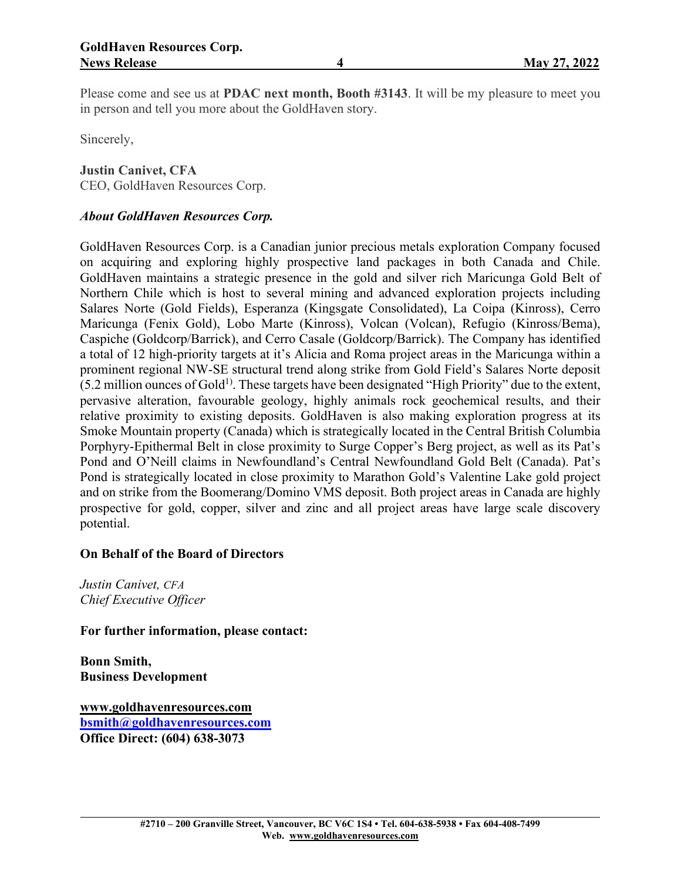Please come and see us at **PDAC next month, Booth #3143**. It will be my pleasure to meet you in person and tell you more about the GoldHaven story.

Sincerely,

**Justin Canivet, CFA**
CEO, GoldHaven Resources Corp.

***About GoldHaven Resources Corp.***

GoldHaven Resources Corp. is a Canadian junior precious metals exploration Company focused on acquiring and exploring highly prospective land packages in both Canada and Chile. GoldHaven maintains a strategic presence in the gold and silver rich Maricunga Gold Belt of Northern Chile which is host to several mining and advanced exploration projects including Salares Norte (Gold Fields), Esperanza (Kingsgate Consolidated), La Coipa (Kinross), Cerro Maricunga (Fenix Gold), Lobo Marte (Kinross), Volcan (Volcan), Refugio (Kinross/Bema), Caspiche (Goldcorp/Barrick), and Cerro Casale (Goldcorp/Barrick). The Company has identified a total of 12 high-priority targets at it's Alicia and Roma project areas in the Maricunga within a prominent regional NW-SE structural trend along strike from Gold Field's Salares Norte deposit (5.2 million ounces of Gold[1)]. These targets have been designated "High Priority" due to the extent, pervasive alteration, favourable geology, highly animals rock geochemical results, and their relative proximity to existing deposits. GoldHaven is also making exploration progress at its Smoke Mountain property (Canada) which is strategically located in the Central British Columbia Porphyry-Epithermal Belt in close proximity to Surge Copper's Berg project, as well as its Pat's Pond and O'Neill claims in Newfoundland's Central Newfoundland Gold Belt (Canada). Pat's Pond is strategically located in close proximity to Marathon Gold's Valentine Lake gold project and on strike from the Boomerang/Domino VMS deposit. Both project areas in Canada are highly prospective for gold, copper, silver and zinc and all project areas have large scale discovery potential.

**On Behalf of the Board of Directors**

*Justin Canivet, CFA*
*Chief Executive Officer*

**For further information, please contact:**

**Bonn Smith,**
**Business Development**

**www.goldhavenresources.com**
**bsmith@goldhavenresources.com**
**Office Direct: (604) 638-3073**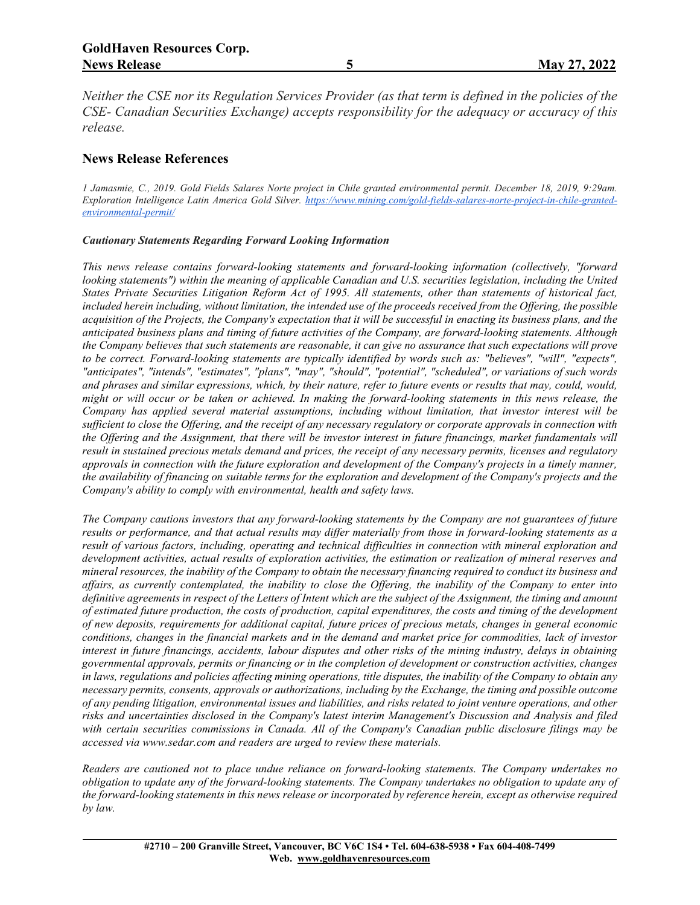*Neither the CSE nor its Regulation Services Provider (as that term is defined in the policies of the CSE- Canadian Securities Exchange) accepts responsibility for the adequacy or accuracy of this release.*

## News Release References

*1 Jamasmie, C., 2019. Gold Fields Salares Norte project in Chile granted environmental permit. December 18, 2019, 9:29am. Exploration Intelligence Latin America Gold Silver. [https://www.mining.com/gold-fields-salares-norte-project-in-chile-granted-environmental-permit/](https://www.mining.com/gold-fields-salares-norte-project-in-chile-granted-environmental-permit/)*

***Cautionary Statements Regarding Forward Looking Information***

*This news release contains forward-looking statements and forward-looking information (collectively, "forward looking statements") within the meaning of applicable Canadian and U.S. securities legislation, including the United States Private Securities Litigation Reform Act of 1995. All statements, other than statements of historical fact, included herein including, without limitation, the intended use of the proceeds received from the Offering, the possible acquisition of the Projects, the Company's expectation that it will be successful in enacting its business plans, and the anticipated business plans and timing of future activities of the Company, are forward-looking statements. Although the Company believes that such statements are reasonable, it can give no assurance that such expectations will prove to be correct. Forward-looking statements are typically identified by words such as: "believes", "will", "expects", "anticipates", "intends", "estimates", "plans", "may", "should", "potential", "scheduled", or variations of such words and phrases and similar expressions, which, by their nature, refer to future events or results that may, could, would, might or will occur or be taken or achieved. In making the forward-looking statements in this news release, the Company has applied several material assumptions, including without limitation, that investor interest will be sufficient to close the Offering, and the receipt of any necessary regulatory or corporate approvals in connection with the Offering and the Assignment, that there will be investor interest in future financings, market fundamentals will result in sustained precious metals demand and prices, the receipt of any necessary permits, licenses and regulatory approvals in connection with the future exploration and development of the Company's projects in a timely manner, the availability of financing on suitable terms for the exploration and development of the Company's projects and the Company's ability to comply with environmental, health and safety laws.*

*The Company cautions investors that any forward-looking statements by the Company are not guarantees of future results or performance, and that actual results may differ materially from those in forward-looking statements as a result of various factors, including, operating and technical difficulties in connection with mineral exploration and development activities, actual results of exploration activities, the estimation or realization of mineral reserves and mineral resources, the inability of the Company to obtain the necessary financing required to conduct its business and affairs, as currently contemplated, the inability to close the Offering, the inability of the Company to enter into definitive agreements in respect of the Letters of Intent which are the subject of the Assignment, the timing and amount of estimated future production, the costs of production, capital expenditures, the costs and timing of the development of new deposits, requirements for additional capital, future prices of precious metals, changes in general economic conditions, changes in the financial markets and in the demand and market price for commodities, lack of investor interest in future financings, accidents, labour disputes and other risks of the mining industry, delays in obtaining governmental approvals, permits or financing or in the completion of development or construction activities, changes in laws, regulations and policies affecting mining operations, title disputes, the inability of the Company to obtain any necessary permits, consents, approvals or authorizations, including by the Exchange, the timing and possible outcome of any pending litigation, environmental issues and liabilities, and risks related to joint venture operations, and other risks and uncertainties disclosed in the Company's latest interim Management's Discussion and Analysis and filed with certain securities commissions in Canada. All of the Company's Canadian public disclosure filings may be accessed via www.sedar.com and readers are urged to review these materials.*

*Readers are cautioned not to place undue reliance on forward-looking statements. The Company undertakes no obligation to update any of the forward-looking statements. The Company undertakes no obligation to update any of the forward-looking statements in this news release or incorporated by reference herein, except as otherwise required by law.*